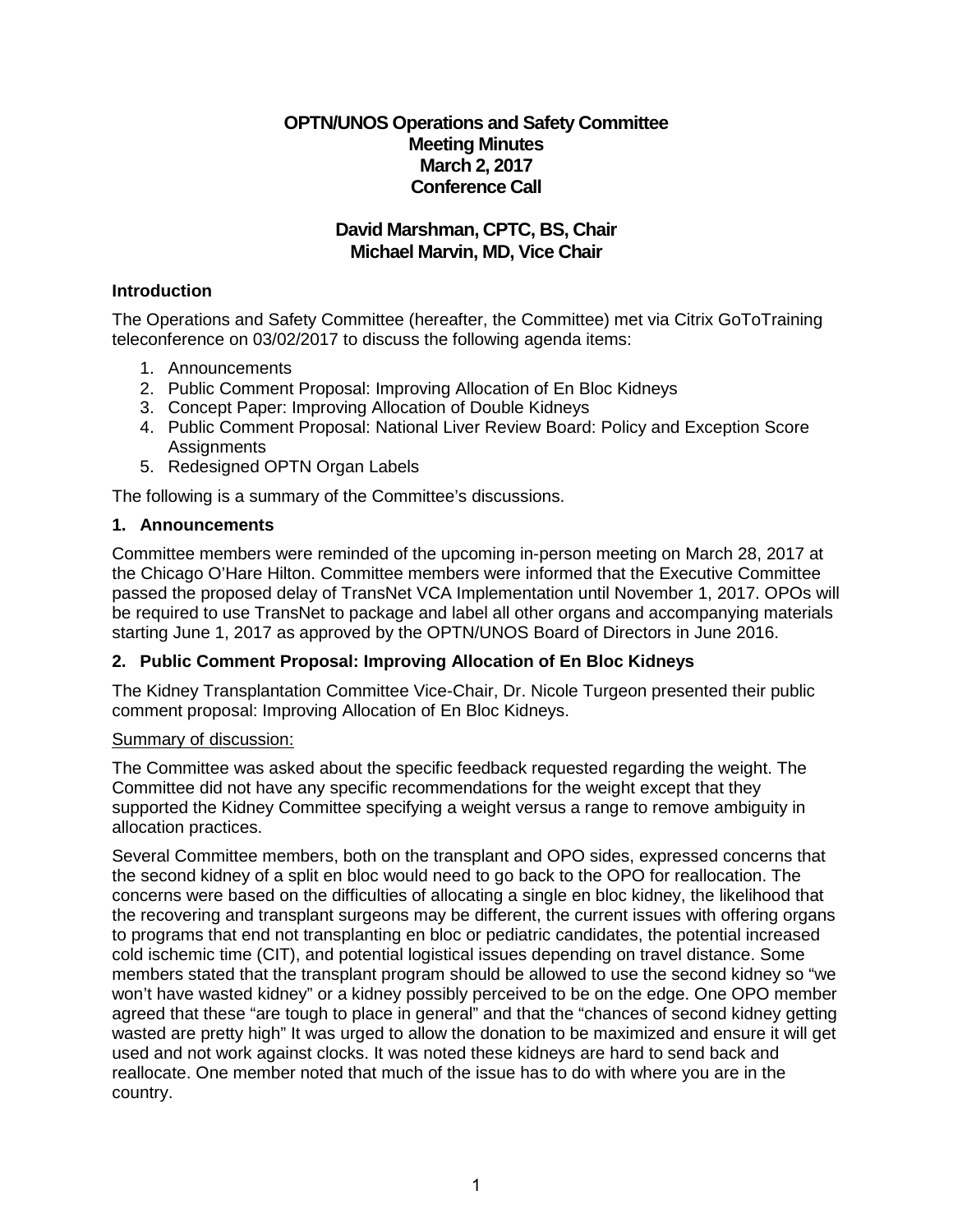# OPTN/UNOS Operations and Safety Committee
# Meeting Minutes
# March 2, 2017
# Conference Call

## David Marshman, CPTC, BS, Chair
## Michael Marvin, MD, Vice Chair

### Introduction

The Operations and Safety Committee (hereafter, the Committee) met via Citrix GoToTraining teleconference on 03/02/2017 to discuss the following agenda items:

1. Announcements
2. Public Comment Proposal: Improving Allocation of En Bloc Kidneys
3. Concept Paper: Improving Allocation of Double Kidneys
4. Public Comment Proposal: National Liver Review Board: Policy and Exception Score Assignments
5. Redesigned OPTN Organ Labels

The following is a summary of the Committee's discussions.

### 1. Announcements

Committee members were reminded of the upcoming in-person meeting on March 28, 2017 at the Chicago O'Hare Hilton. Committee members were informed that the Executive Committee passed the proposed delay of TransNet VCA Implementation until November 1, 2017. OPOs will be required to use TransNet to package and label all other organs and accompanying materials starting June 1, 2017 as approved by the OPTN/UNOS Board of Directors in June 2016.

### 2. Public Comment Proposal: Improving Allocation of En Bloc Kidneys

The Kidney Transplantation Committee Vice-Chair, Dr. Nicole Turgeon presented their public comment proposal: Improving Allocation of En Bloc Kidneys.

<u>Summary of discussion:</u>

The Committee was asked about the specific feedback requested regarding the weight. The Committee did not have any specific recommendations for the weight except that they supported the Kidney Committee specifying a weight versus a range to remove ambiguity in allocation practices.

Several Committee members, both on the transplant and OPO sides, expressed concerns that the second kidney of a split en bloc would need to go back to the OPO for reallocation. The concerns were based on the difficulties of allocating a single en bloc kidney, the likelihood that the recovering and transplant surgeons may be different, the current issues with offering organs to programs that end not transplanting en bloc or pediatric candidates, the potential increased cold ischemic time (CIT), and potential logistical issues depending on travel distance. Some members stated that the transplant program should be allowed to use the second kidney so "we won't have wasted kidney" or a kidney possibly perceived to be on the edge. One OPO member agreed that these "are tough to place in general" and that the "chances of second kidney getting wasted are pretty high" It was urged to allow the donation to be maximized and ensure it will get used and not work against clocks. It was noted these kidneys are hard to send back and reallocate. One member noted that much of the issue has to do with where you are in the country.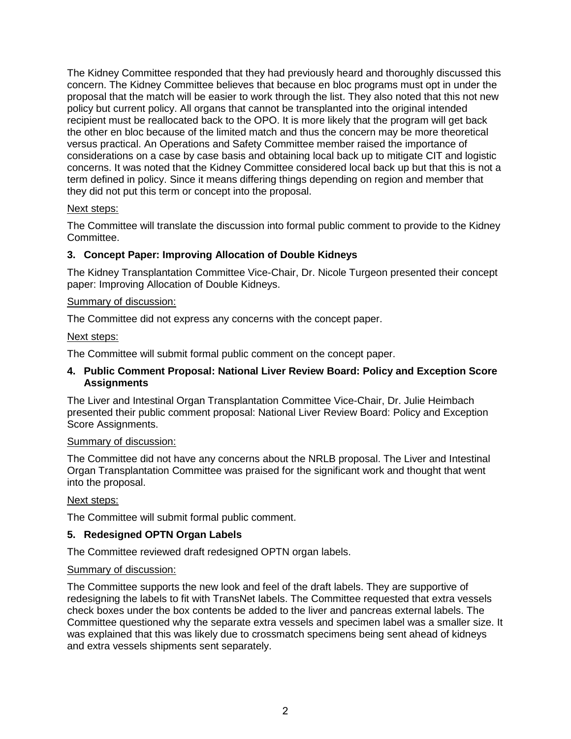The Kidney Committee responded that they had previously heard and thoroughly discussed this concern. The Kidney Committee believes that because en bloc programs must opt in under the proposal that the match will be easier to work through the list. They also noted that this not new policy but current policy. All organs that cannot be transplanted into the original intended recipient must be reallocated back to the OPO. It is more likely that the program will get back the other en bloc because of the limited match and thus the concern may be more theoretical versus practical. An Operations and Safety Committee member raised the importance of considerations on a case by case basis and obtaining local back up to mitigate CIT and logistic concerns. It was noted that the Kidney Committee considered local back up but that this is not a term defined in policy. Since it means differing things depending on region and member that they did not put this term or concept into the proposal.

Next steps:

The Committee will translate the discussion into formal public comment to provide to the Kidney Committee.

**3. Concept Paper: Improving Allocation of Double Kidneys**

The Kidney Transplantation Committee Vice-Chair, Dr. Nicole Turgeon presented their concept paper: Improving Allocation of Double Kidneys.

Summary of discussion:

The Committee did not express any concerns with the concept paper.

Next steps:

The Committee will submit formal public comment on the concept paper.

**4. Public Comment Proposal: National Liver Review Board: Policy and Exception Score Assignments**

The Liver and Intestinal Organ Transplantation Committee Vice-Chair, Dr. Julie Heimbach presented their public comment proposal: National Liver Review Board: Policy and Exception Score Assignments.

Summary of discussion:

The Committee did not have any concerns about the NRLB proposal. The Liver and Intestinal Organ Transplantation Committee was praised for the significant work and thought that went into the proposal.

Next steps:

The Committee will submit formal public comment.

**5. Redesigned OPTN Organ Labels**

The Committee reviewed draft redesigned OPTN organ labels.

Summary of discussion:

The Committee supports the new look and feel of the draft labels. They are supportive of redesigning the labels to fit with TransNet labels. The Committee requested that extra vessels check boxes under the box contents be added to the liver and pancreas external labels. The Committee questioned why the separate extra vessels and specimen label was a smaller size. It was explained that this was likely due to crossmatch specimens being sent ahead of kidneys and extra vessels shipments sent separately.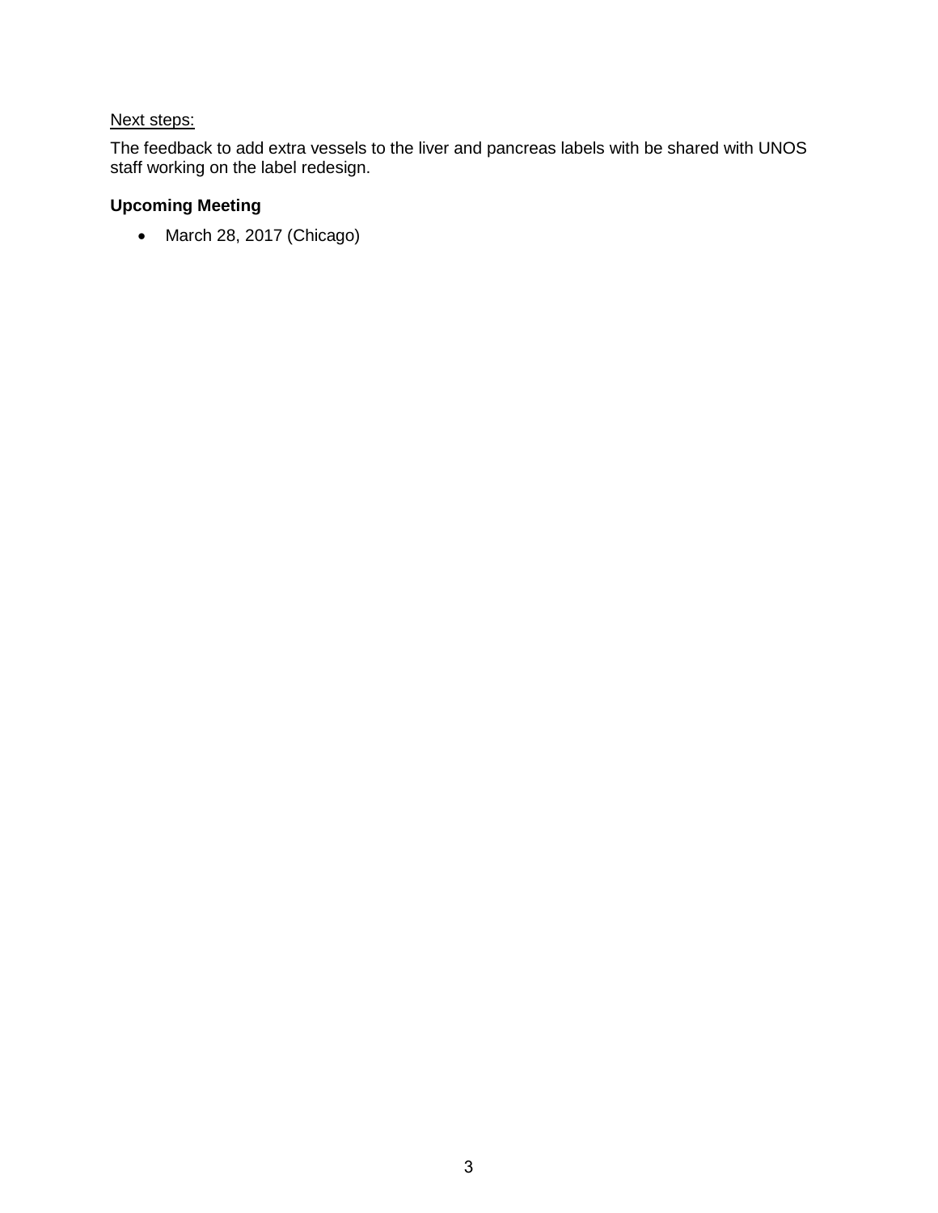Next steps:

The feedback to add extra vessels to the liver and pancreas labels with be shared with UNOS staff working on the label redesign.

**Upcoming Meeting**

- March 28, 2017 (Chicago)